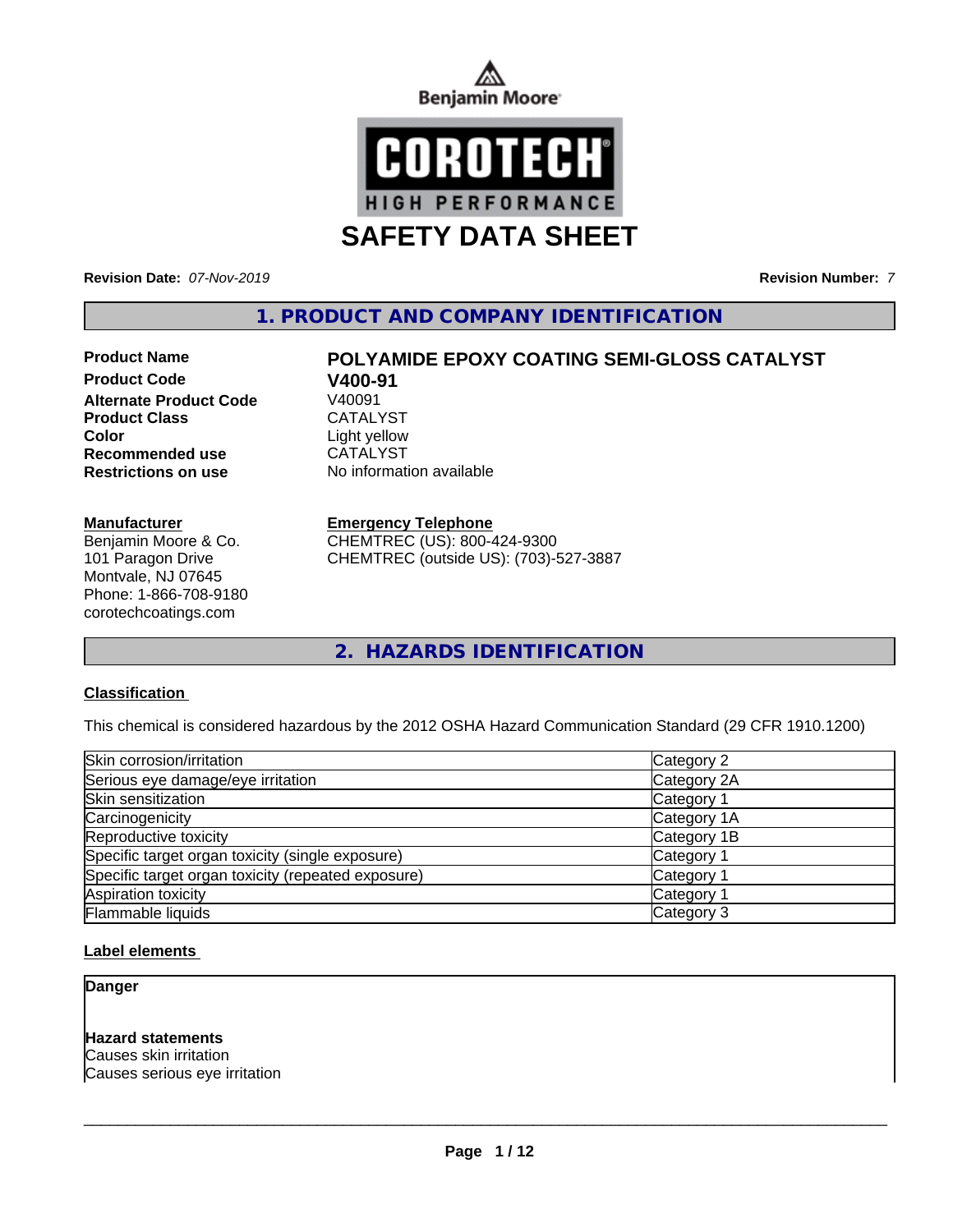Benjamin Moore

COROTECH
HIGH PERFORMANCE

# SAFETY DATA SHEET

**Revision Date:** *07-Nov-2019* **Revision Number:** *7*

## 1. PRODUCT AND COMPANY IDENTIFICATION

| | |
|---|---|
| **Product Name** | **POLYAMIDE EPOXY COATING SEMI-GLOSS CATALYST** |
| **Product Code** | **V400-91** |
| **Alternate Product Code** | V40091 |
| **Product Class** | CATALYST |
| **Color** | Light yellow |
| **Recommended use** | CATALYST |
| **Restrictions on use** | No information available |

**Manufacturer**
Benjamin Moore & Co.
101 Paragon Drive
Montvale, NJ 07645
Phone: 1-866-708-9180
corotechcoatings.com

**Emergency Telephone**
CHEMTREC (US): 800-424-9300
CHEMTREC (outside US): (703)-527-3887

## 2. HAZARDS IDENTIFICATION

**Classification**

This chemical is considered hazardous by the 2012 OSHA Hazard Communication Standard (29 CFR 1910.1200)

| | |
|---|---|
| Skin corrosion/irritation | Category 2 |
| Serious eye damage/eye irritation | Category 2A |
| Skin sensitization | Category 1 |
| Carcinogenicity | Category 1A |
| Reproductive toxicity | Category 1B |
| Specific target organ toxicity (single exposure) | Category 1 |
| Specific target organ toxicity (repeated exposure) | Category 1 |
| Aspiration toxicity | Category 1 |
| Flammable liquids | Category 3 |

**Label elements**

**Danger**

**Hazard statements**
Causes skin irritation
Causes serious eye irritation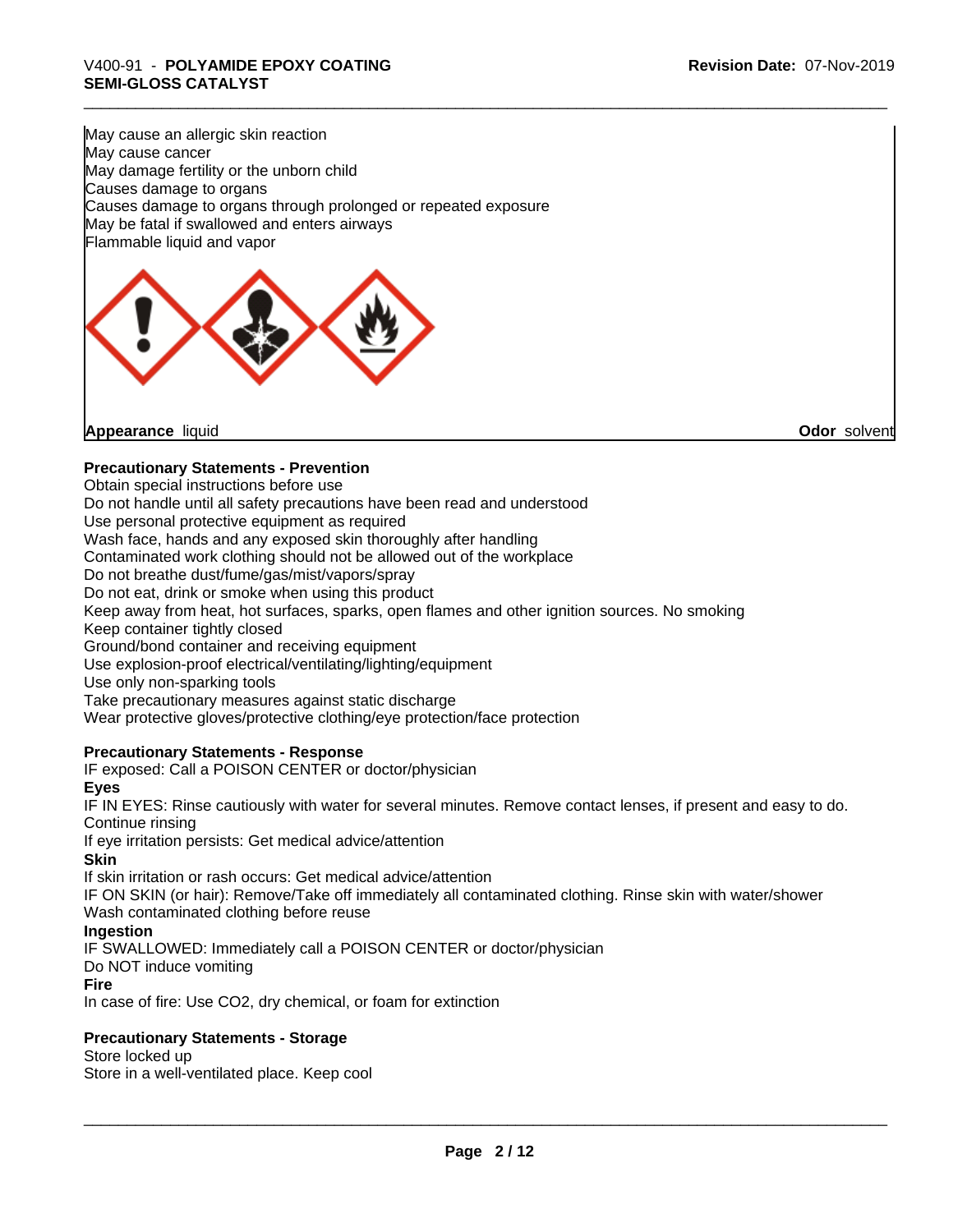May cause an allergic skin reaction
May cause cancer
May damage fertility or the unborn child
Causes damage to organs
Causes damage to organs through prolonged or repeated exposure
May be fatal if swallowed and enters airways
Flammable liquid and vapor

**Appearance** liquid **Odor** solvent

**Precautionary Statements - Prevention**

Obtain special instructions before use
Do not handle until all safety precautions have been read and understood
Use personal protective equipment as required
Wash face, hands and any exposed skin thoroughly after handling
Contaminated work clothing should not be allowed out of the workplace
Do not breathe dust/fume/gas/mist/vapors/spray
Do not eat, drink or smoke when using this product
Keep away from heat, hot surfaces, sparks, open flames and other ignition sources. No smoking
Keep container tightly closed
Ground/bond container and receiving equipment
Use explosion-proof electrical/ventilating/lighting/equipment
Use only non-sparking tools
Take precautionary measures against static discharge
Wear protective gloves/protective clothing/eye protection/face protection

**Precautionary Statements - Response**

IF exposed: Call a POISON CENTER or doctor/physician

**Eyes**

IF IN EYES: Rinse cautiously with water for several minutes. Remove contact lenses, if present and easy to do. Continue rinsing
If eye irritation persists: Get medical advice/attention

**Skin**

If skin irritation or rash occurs: Get medical advice/attention
IF ON SKIN (or hair): Remove/Take off immediately all contaminated clothing. Rinse skin with water/shower
Wash contaminated clothing before reuse

**Ingestion**

IF SWALLOWED: Immediately call a POISON CENTER or doctor/physician
Do NOT induce vomiting

**Fire**

In case of fire: Use CO2, dry chemical, or foam for extinction

**Precautionary Statements - Storage**

Store locked up
Store in a well-ventilated place. Keep cool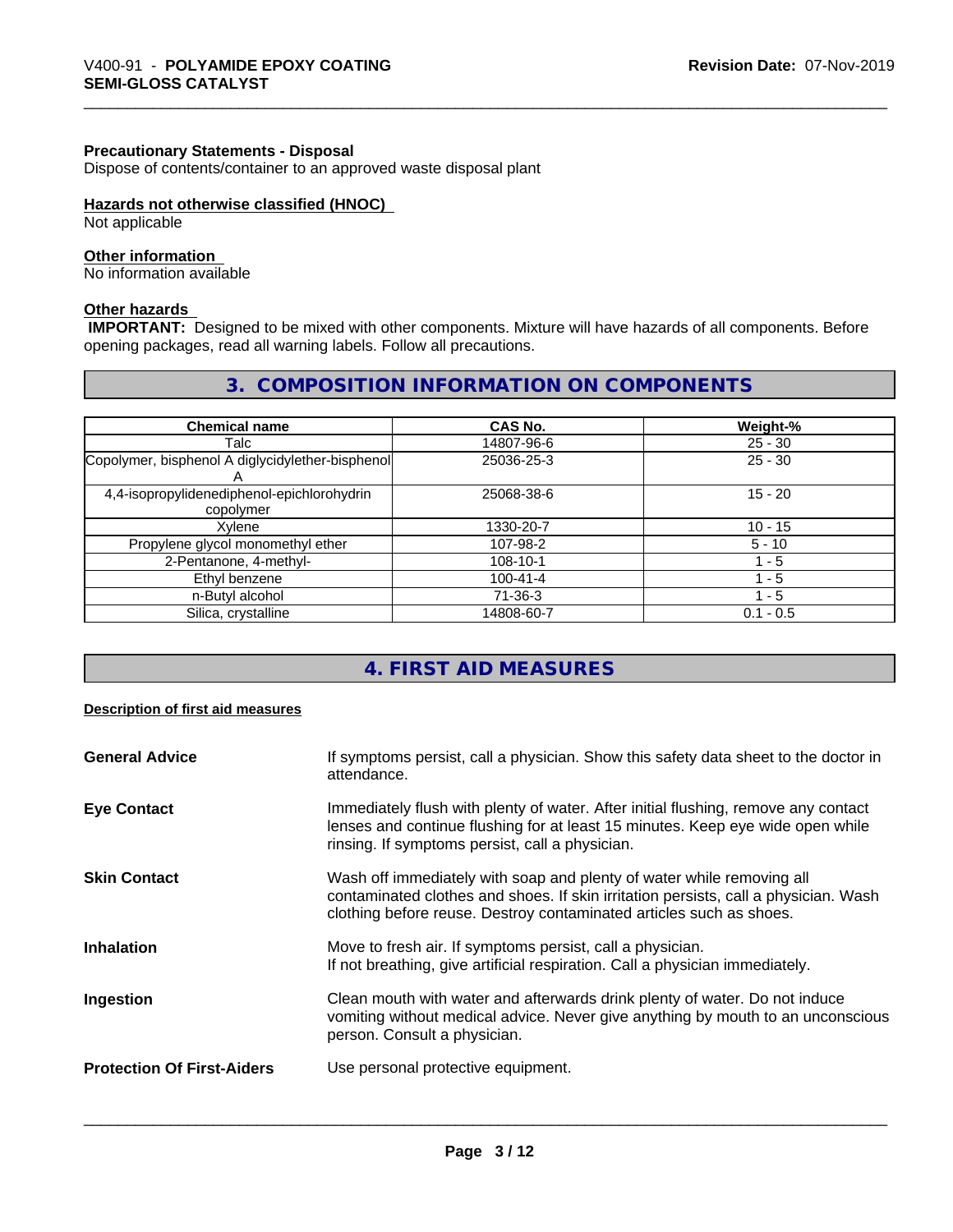**Precautionary Statements - Disposal**
Dispose of contents/container to an approved waste disposal plant

**Hazards not otherwise classified (HNOC)**
Not applicable

**Other information**
No information available

**Other hazards**
**IMPORTANT:** Designed to be mixed with other components. Mixture will have hazards of all components. Before opening packages, read all warning labels. Follow all precautions.

## 3. COMPOSITION INFORMATION ON COMPONENTS

| Chemical name | CAS No. | Weight-% |
|---|---|---|
| Talc | 14807-96-6 | 25 - 30 |
| Copolymer, bisphenol A diglycidylether-bisphenol A | 25036-25-3 | 25 - 30 |
| 4,4-isopropylidenediphenol-epichlorohydrin copolymer | 25068-38-6 | 15 - 20 |
| Xylene | 1330-20-7 | 10 - 15 |
| Propylene glycol monomethyl ether | 107-98-2 | 5 - 10 |
| 2-Pentanone, 4-methyl- | 108-10-1 | 1 - 5 |
| Ethyl benzene | 100-41-4 | 1 - 5 |
| n-Butyl alcohol | 71-36-3 | 1 - 5 |
| Silica, crystalline | 14808-60-7 | 0.1 - 0.5 |

## 4. FIRST AID MEASURES

**Description of first aid measures**

**General Advice**
If symptoms persist, call a physician. Show this safety data sheet to the doctor in attendance.

**Eye Contact**
Immediately flush with plenty of water. After initial flushing, remove any contact lenses and continue flushing for at least 15 minutes. Keep eye wide open while rinsing. If symptoms persist, call a physician.

**Skin Contact**
Wash off immediately with soap and plenty of water while removing all contaminated clothes and shoes. If skin irritation persists, call a physician. Wash clothing before reuse. Destroy contaminated articles such as shoes.

**Inhalation**
Move to fresh air. If symptoms persist, call a physician.
If not breathing, give artificial respiration. Call a physician immediately.

**Ingestion**
Clean mouth with water and afterwards drink plenty of water. Do not induce vomiting without medical advice. Never give anything by mouth to an unconscious person. Consult a physician.

**Protection Of First-Aiders**
Use personal protective equipment.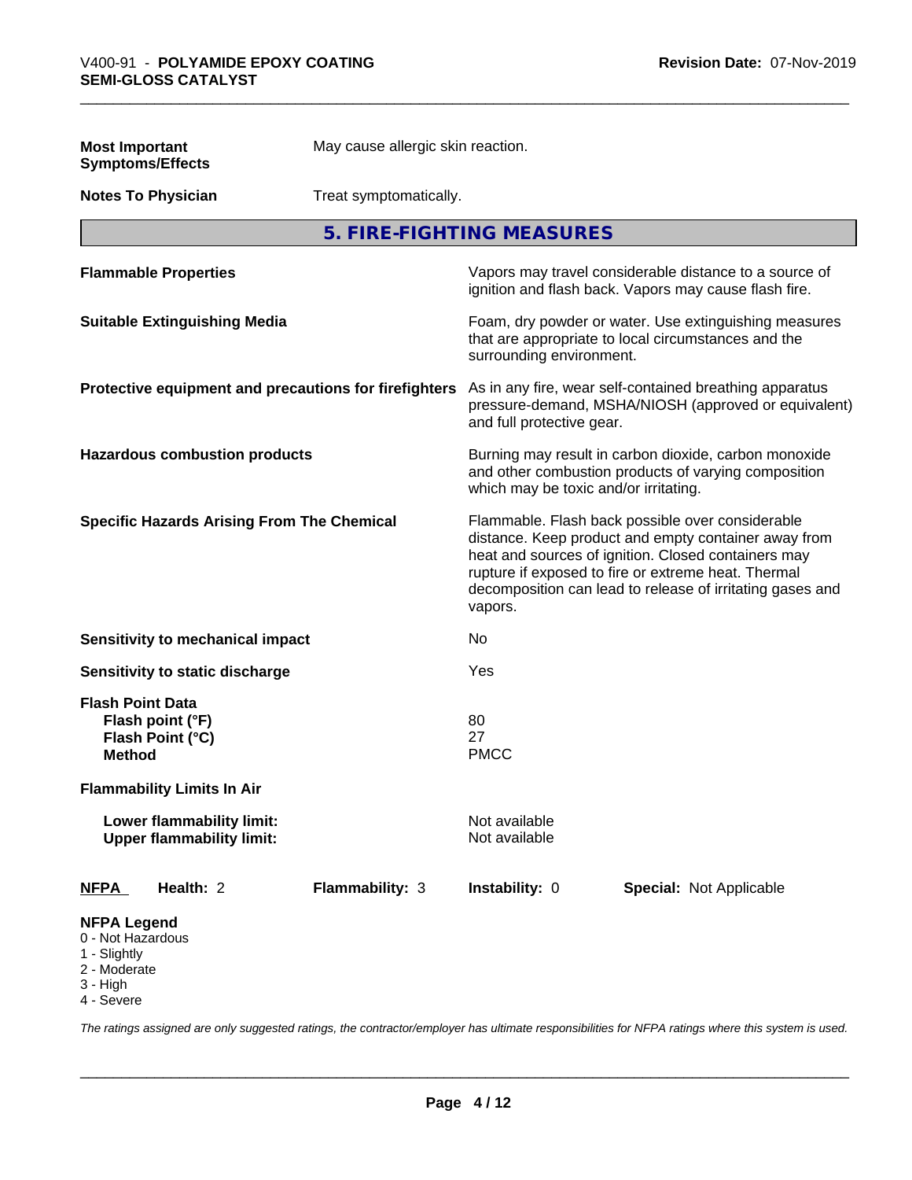**Most Important Symptoms/Effects** May cause allergic skin reaction.

**Notes To Physician** Treat symptomatically.

## 5. FIRE-FIGHTING MEASURES

| | |
|---|---|
| **Flammable Properties** | Vapors may travel considerable distance to a source of ignition and flash back. Vapors may cause flash fire. |
| **Suitable Extinguishing Media** | Foam, dry powder or water. Use extinguishing measures that are appropriate to local circumstances and the surrounding environment. |
| **Protective equipment and precautions for firefighters** | As in any fire, wear self-contained breathing apparatus pressure-demand, MSHA/NIOSH (approved or equivalent) and full protective gear. |
| **Hazardous combustion products** | Burning may result in carbon dioxide, carbon monoxide and other combustion products of varying composition which may be toxic and/or irritating. |
| **Specific Hazards Arising From The Chemical** | Flammable. Flash back possible over considerable distance. Keep product and empty container away from heat and sources of ignition. Closed containers may rupture if exposed to fire or extreme heat. Thermal decomposition can lead to release of irritating gases and vapors. |
| **Sensitivity to mechanical impact** | No |
| **Sensitivity to static discharge** | Yes |

**Flash Point Data**

| | |
|---|---|
| **Flash point (°F)** | 80 |
| **Flash Point (°C)** | 27 |
| **Method** | PMCC |

**Flammability Limits In Air**

| | |
|---|---|
| **Lower flammability limit:** | Not available |
| **Upper flammability limit:** | Not available |

| NFPA | Health: 2 | Flammability: 3 | Instability: 0 | Special: Not Applicable |
|---|---|---|---|---|

**NFPA Legend**
- 0 - Not Hazardous
- 1 - Slightly
- 2 - Moderate
- 3 - High
- 4 - Severe

*The ratings assigned are only suggested ratings, the contractor/employer has ultimate responsibilities for NFPA ratings where this system is used.*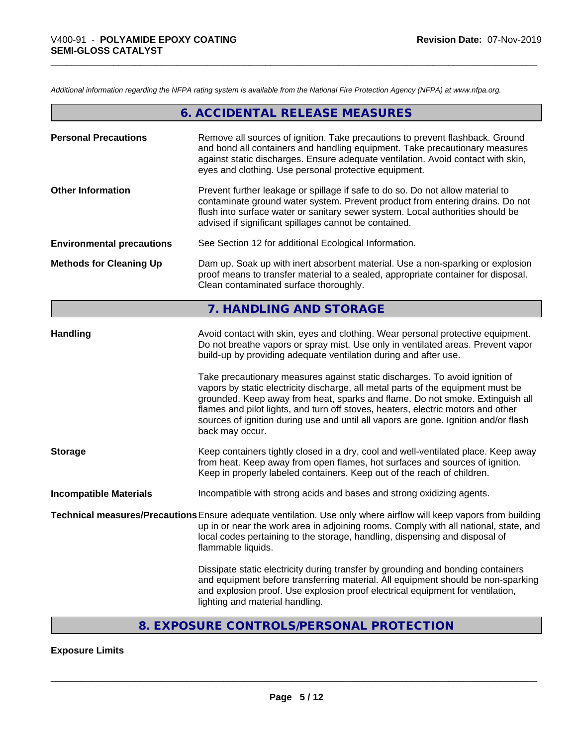*Additional information regarding the NFPA rating system is available from the National Fire Protection Agency (NFPA) at www.nfpa.org.*

## 6. ACCIDENTAL RELEASE MEASURES

**Personal Precautions**
Remove all sources of ignition. Take precautions to prevent flashback. Ground and bond all containers and handling equipment. Take precautionary measures against static discharges. Ensure adequate ventilation. Avoid contact with skin, eyes and clothing. Use personal protective equipment.

**Other Information**
Prevent further leakage or spillage if safe to do so. Do not allow material to contaminate ground water system. Prevent product from entering drains. Do not flush into surface water or sanitary sewer system. Local authorities should be advised if significant spillages cannot be contained.

**Environmental precautions**
See Section 12 for additional Ecological Information.

**Methods for Cleaning Up**
Dam up. Soak up with inert absorbent material. Use a non-sparking or explosion proof means to transfer material to a sealed, appropriate container for disposal. Clean contaminated surface thoroughly.

## 7. HANDLING AND STORAGE

**Handling**
Avoid contact with skin, eyes and clothing. Wear personal protective equipment. Do not breathe vapors or spray mist. Use only in ventilated areas. Prevent vapor build-up by providing adequate ventilation during and after use.

Take precautionary measures against static discharges. To avoid ignition of vapors by static electricity discharge, all metal parts of the equipment must be grounded. Keep away from heat, sparks and flame. Do not smoke. Extinguish all flames and pilot lights, and turn off stoves, heaters, electric motors and other sources of ignition during use and until all vapors are gone. Ignition and/or flash back may occur.

**Storage**
Keep containers tightly closed in a dry, cool and well-ventilated place. Keep away from heat. Keep away from open flames, hot surfaces and sources of ignition. Keep in properly labeled containers. Keep out of the reach of children.

**Incompatible Materials**
Incompatible with strong acids and bases and strong oxidizing agents.

**Technical measures/Precautions**
Ensure adequate ventilation. Use only where airflow will keep vapors from building up in or near the work area in adjoining rooms. Comply with all national, state, and local codes pertaining to the storage, handling, dispensing and disposal of flammable liquids.

Dissipate static electricity during transfer by grounding and bonding containers and equipment before transferring material. All equipment should be non-sparking and explosion proof. Use explosion proof electrical equipment for ventilation, lighting and material handling.

## 8. EXPOSURE CONTROLS/PERSONAL PROTECTION

**Exposure Limits**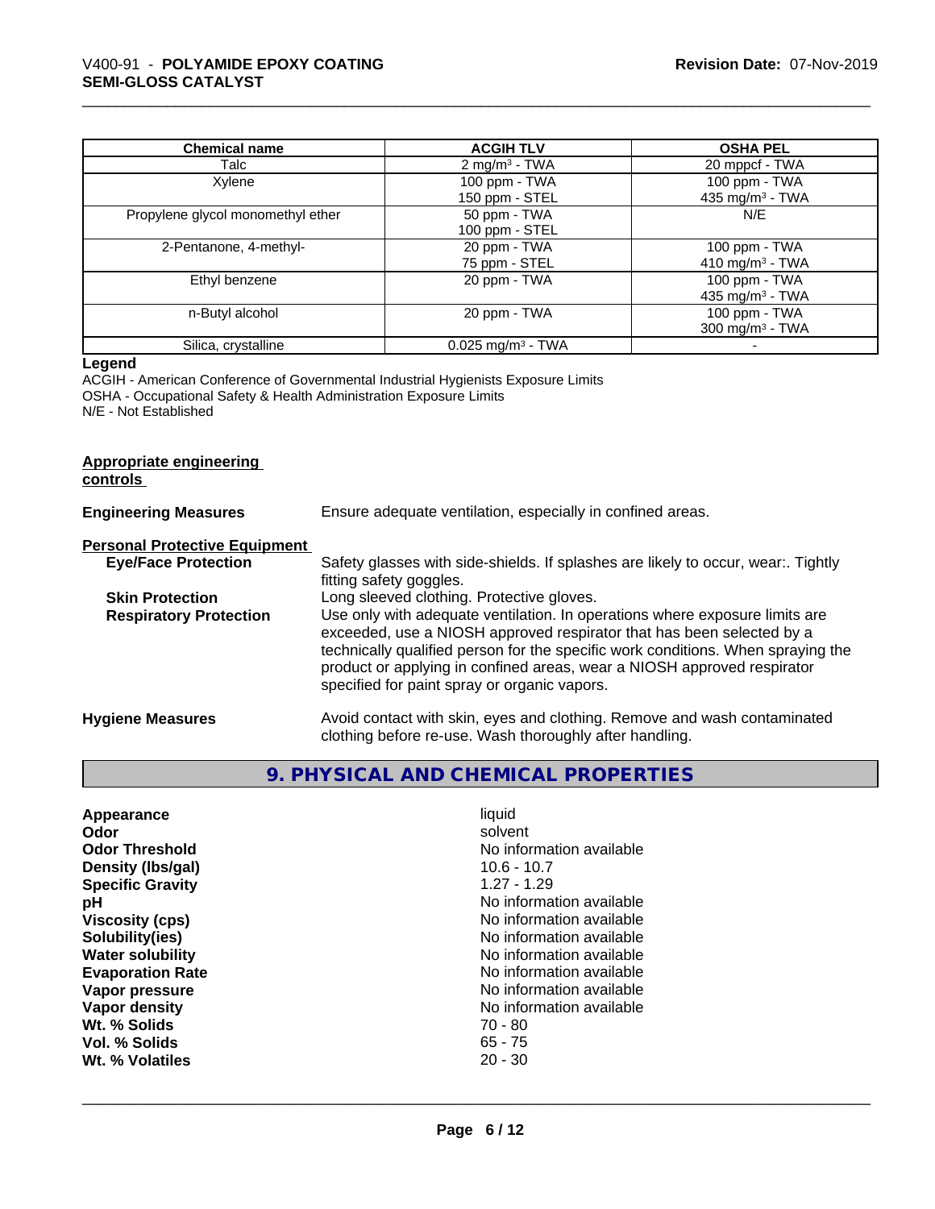| Chemical name | ACGIH TLV | OSHA PEL |
| --- | --- | --- |
| Talc | 2 mg/m³ - TWA | 20 mppcf - TWA |
| Xylene | 100 ppm - TWA<br>150 ppm - STEL | 100 ppm - TWA<br>435 mg/m³ - TWA |
| Propylene glycol monomethyl ether | 50 ppm - TWA<br>100 ppm - STEL | N/E |
| 2-Pentanone, 4-methyl- | 20 ppm - TWA<br>75 ppm - STEL | 100 ppm - TWA<br>410 mg/m³ - TWA |
| Ethyl benzene | 20 ppm - TWA | 100 ppm - TWA<br>435 mg/m³ - TWA |
| n-Butyl alcohol | 20 ppm - TWA | 100 ppm - TWA<br>300 mg/m³ - TWA |
| Silica, crystalline | 0.025 mg/m³ - TWA | - |

**Legend**

ACGIH - American Conference of Governmental Industrial Hygienists Exposure Limits
OSHA - Occupational Safety & Health Administration Exposure Limits
N/E - Not Established

**Appropriate engineering controls**

**Engineering Measures** Ensure adequate ventilation, especially in confined areas.

**Personal Protective Equipment**

**Eye/Face Protection** Safety glasses with side-shields. If splashes are likely to occur, wear:. Tightly fitting safety goggles.

**Skin Protection** Long sleeved clothing. Protective gloves.

**Respiratory Protection** Use only with adequate ventilation. In operations where exposure limits are exceeded, use a NIOSH approved respirator that has been selected by a technically qualified person for the specific work conditions. When spraying the product or applying in confined areas, wear a NIOSH approved respirator specified for paint spray or organic vapors.

**Hygiene Measures** Avoid contact with skin, eyes and clothing. Remove and wash contaminated clothing before re-use. Wash thoroughly after handling.

## 9. PHYSICAL AND CHEMICAL PROPERTIES

| | |
| --- | --- |
| **Appearance** | liquid |
| **Odor** | solvent |
| **Odor Threshold** | No information available |
| **Density (lbs/gal)** | 10.6 - 10.7 |
| **Specific Gravity** | 1.27 - 1.29 |
| **pH** | No information available |
| **Viscosity (cps)** | No information available |
| **Solubility(ies)** | No information available |
| **Water solubility** | No information available |
| **Evaporation Rate** | No information available |
| **Vapor pressure** | No information available |
| **Vapor density** | No information available |
| **Wt. % Solids** | 70 - 80 |
| **Vol. % Solids** | 65 - 75 |
| **Wt. % Volatiles** | 20 - 30 |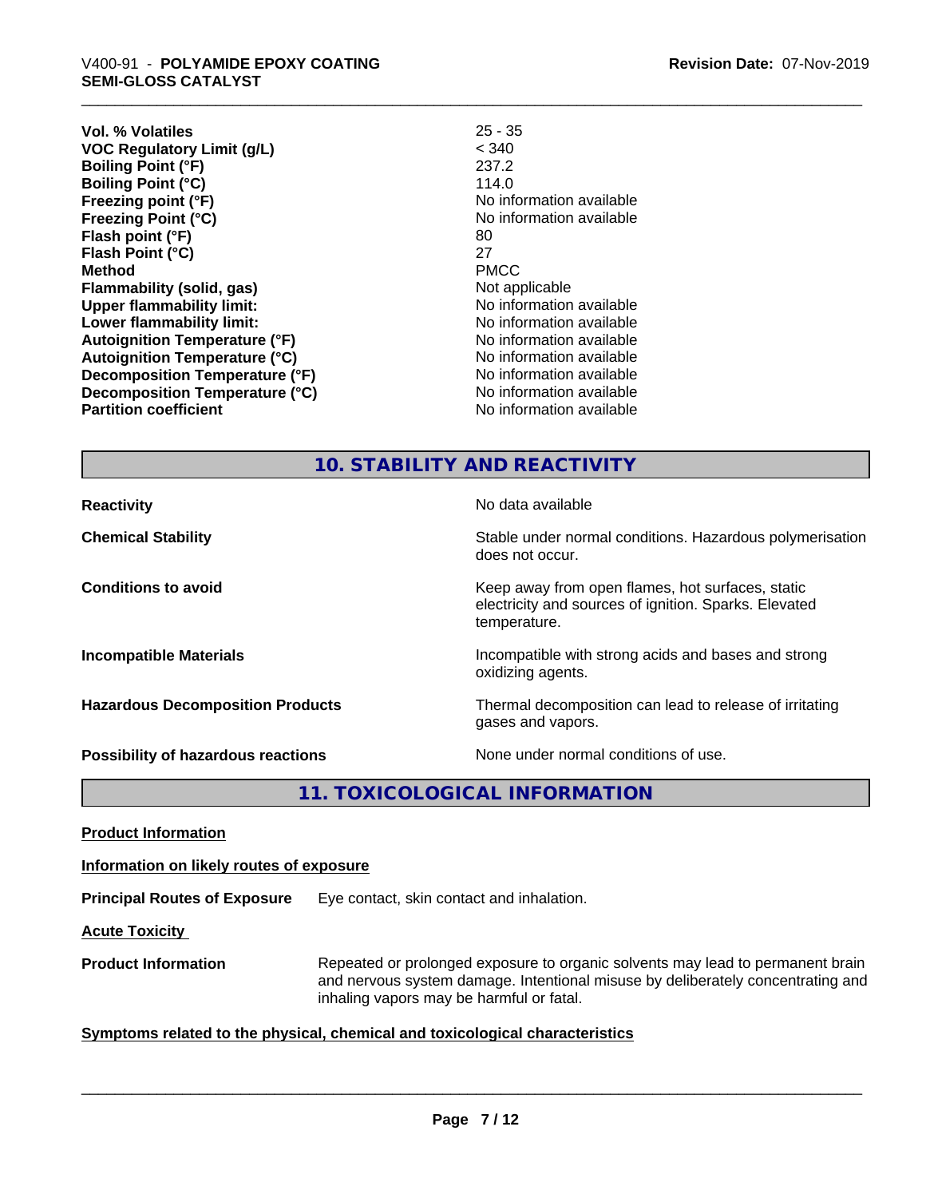| | |
|---|---|
| **Vol. % Volatiles** | 25 - 35 |
| **VOC Regulatory Limit (g/L)** | < 340 |
| **Boiling Point (°F)** | 237.2 |
| **Boiling Point (°C)** | 114.0 |
| **Freezing point (°F)** | No information available |
| **Freezing Point (°C)** | No information available |
| **Flash point (°F)** | 80 |
| **Flash Point (°C)** | 27 |
| **Method** | PMCC |
| **Flammability (solid, gas)** | Not applicable |
| **Upper flammability limit:** | No information available |
| **Lower flammability limit:** | No information available |
| **Autoignition Temperature (°F)** | No information available |
| **Autoignition Temperature (°C)** | No information available |
| **Decomposition Temperature (°F)** | No information available |
| **Decomposition Temperature (°C)** | No information available |
| **Partition coefficient** | No information available |

## 10. STABILITY AND REACTIVITY

| | |
|---|---|
| **Reactivity** | No data available |
| **Chemical Stability** | Stable under normal conditions. Hazardous polymerisation does not occur. |
| **Conditions to avoid** | Keep away from open flames, hot surfaces, static electricity and sources of ignition. Sparks. Elevated temperature. |
| **Incompatible Materials** | Incompatible with strong acids and bases and strong oxidizing agents. |
| **Hazardous Decomposition Products** | Thermal decomposition can lead to release of irritating gases and vapors. |
| **Possibility of hazardous reactions** | None under normal conditions of use. |

## 11. TOXICOLOGICAL INFORMATION

**Product Information**

**Information on likely routes of exposure**

**Principal Routes of Exposure** Eye contact, skin contact and inhalation.

**Acute Toxicity**

**Product Information** Repeated or prolonged exposure to organic solvents may lead to permanent brain and nervous system damage. Intentional misuse by deliberately concentrating and inhaling vapors may be harmful or fatal.

**Symptoms related to the physical, chemical and toxicological characteristics**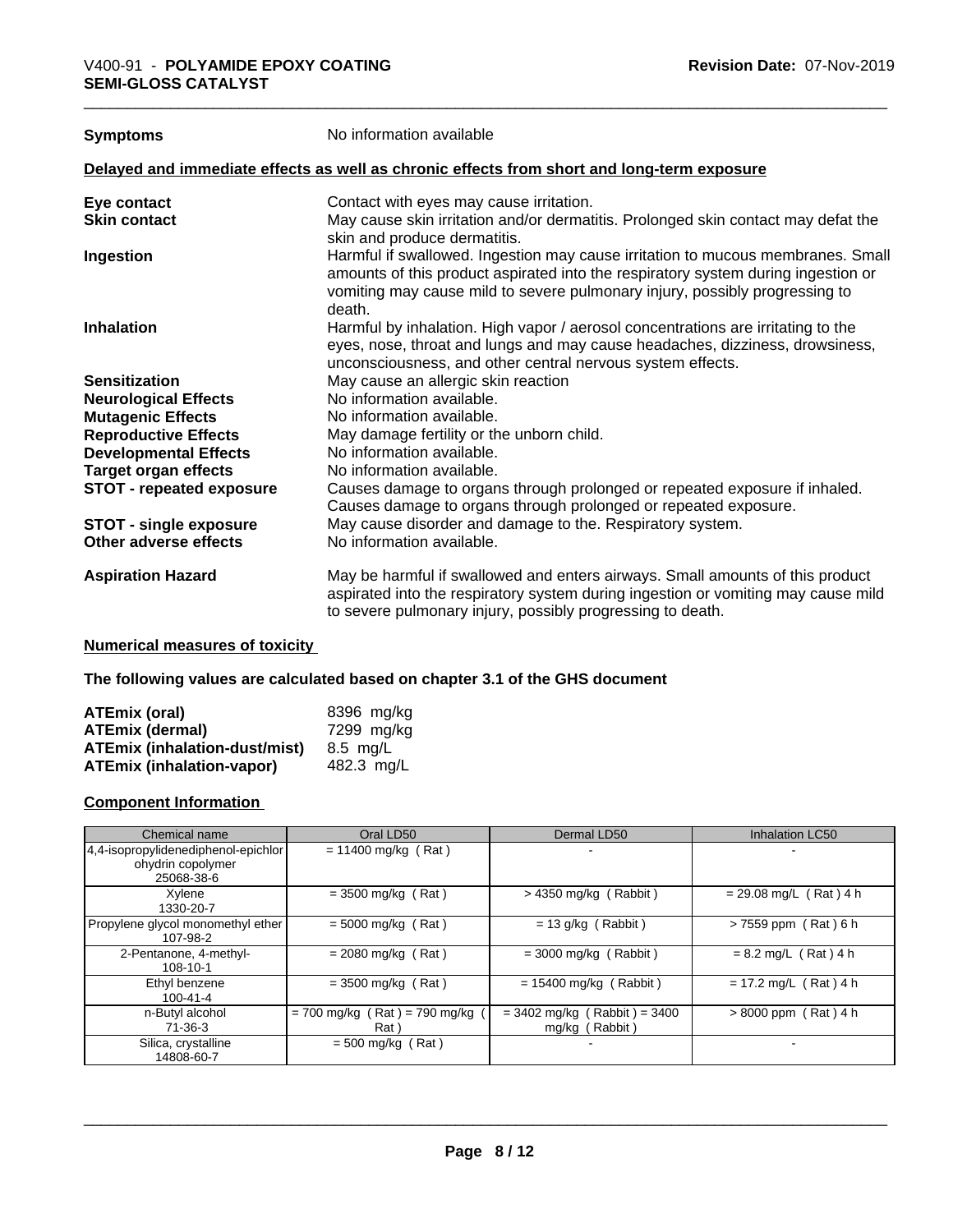**Symptoms** No information available

**Delayed and immediate effects as well as chronic effects from short and long-term exposure**

| | |
|---|---|
| **Eye contact** | Contact with eyes may cause irritation. |
| **Skin contact** | May cause skin irritation and/or dermatitis. Prolonged skin contact may defat the skin and produce dermatitis. |
| **Ingestion** | Harmful if swallowed. Ingestion may cause irritation to mucous membranes. Small amounts of this product aspirated into the respiratory system during ingestion or vomiting may cause mild to severe pulmonary injury, possibly progressing to death. |
| **Inhalation** | Harmful by inhalation. High vapor / aerosol concentrations are irritating to the eyes, nose, throat and lungs and may cause headaches, dizziness, drowsiness, unconsciousness, and other central nervous system effects. |
| **Sensitization** | May cause an allergic skin reaction |
| **Neurological Effects** | No information available. |
| **Mutagenic Effects** | No information available. |
| **Reproductive Effects** | May damage fertility or the unborn child. |
| **Developmental Effects** | No information available. |
| **Target organ effects** | No information available. |
| **STOT - repeated exposure** | Causes damage to organs through prolonged or repeated exposure if inhaled. Causes damage to organs through prolonged or repeated exposure. |
| **STOT - single exposure** | May cause disorder and damage to the. Respiratory system. |
| **Other adverse effects** | No information available. |
| **Aspiration Hazard** | May be harmful if swallowed and enters airways. Small amounts of this product aspirated into the respiratory system during ingestion or vomiting may cause mild to severe pulmonary injury, possibly progressing to death. |

**Numerical measures of toxicity**

**The following values are calculated based on chapter 3.1 of the GHS document**

| | |
|---|---|
| **ATEmix (oral)** | 8396 mg/kg |
| **ATEmix (dermal)** | 7299 mg/kg |
| **ATEmix (inhalation-dust/mist)** | 8.5 mg/L |
| **ATEmix (inhalation-vapor)** | 482.3 mg/L |

**Component Information**

| Chemical name | Oral LD50 | Dermal LD50 | Inhalation LC50 |
|---|---|---|---|
| 4,4-isopropylidenediphenol-epichlorohydrin copolymer 25068-38-6 | = 11400 mg/kg ( Rat ) | - | - |
| Xylene 1330-20-7 | = 3500 mg/kg ( Rat ) | > 4350 mg/kg ( Rabbit ) | = 29.08 mg/L ( Rat ) 4 h |
| Propylene glycol monomethyl ether 107-98-2 | = 5000 mg/kg ( Rat ) | = 13 g/kg ( Rabbit ) | > 7559 ppm ( Rat ) 6 h |
| 2-Pentanone, 4-methyl- 108-10-1 | = 2080 mg/kg ( Rat ) | = 3000 mg/kg ( Rabbit ) | = 8.2 mg/L ( Rat ) 4 h |
| Ethyl benzene 100-41-4 | = 3500 mg/kg ( Rat ) | = 15400 mg/kg ( Rabbit ) | = 17.2 mg/L ( Rat ) 4 h |
| n-Butyl alcohol 71-36-3 | = 700 mg/kg ( Rat ) = 790 mg/kg ( Rat ) | = 3402 mg/kg ( Rabbit ) = 3400 mg/kg ( Rabbit ) | > 8000 ppm ( Rat ) 4 h |
| Silica, crystalline 14808-60-7 | = 500 mg/kg ( Rat ) | - | - |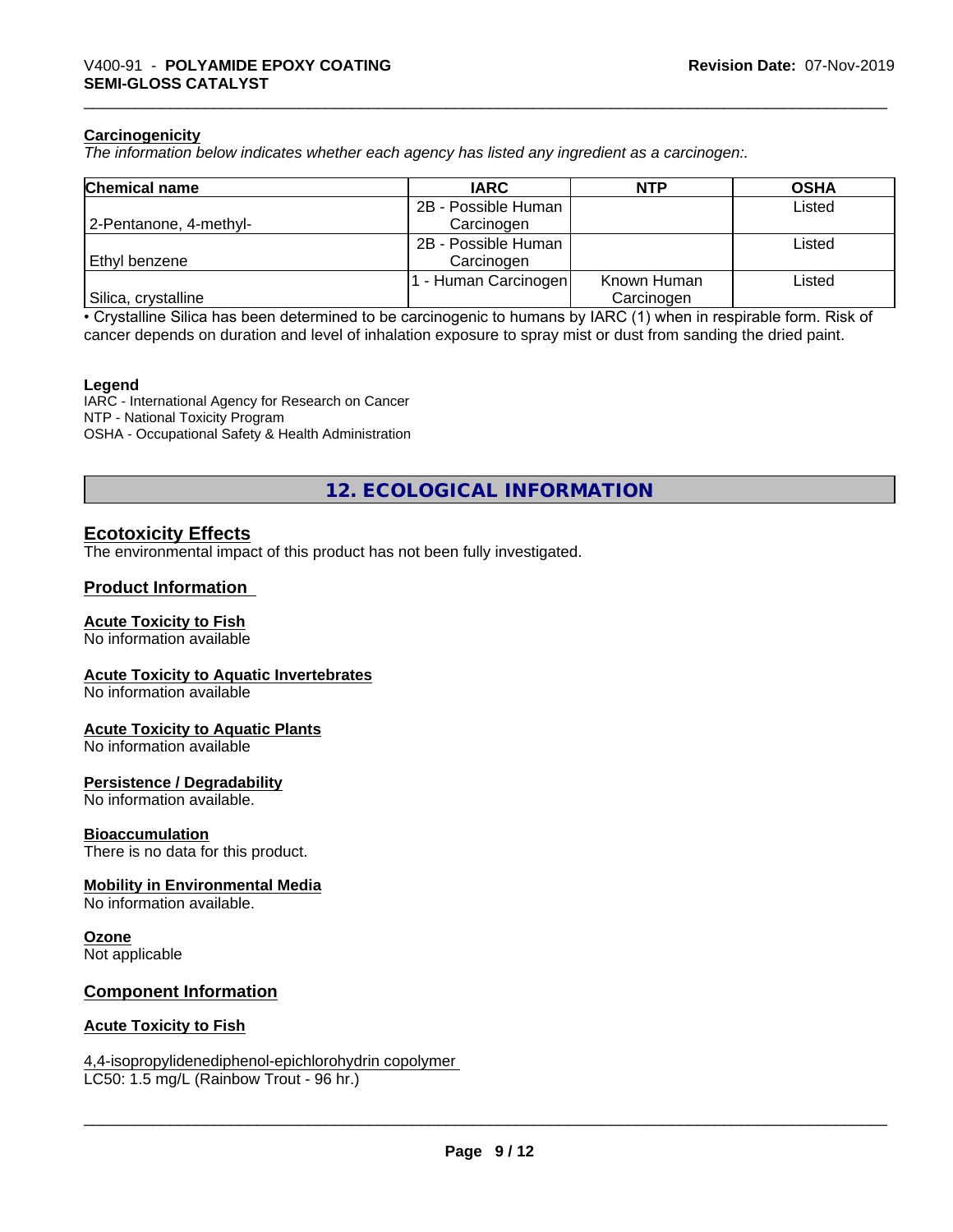### Carcinogenicity

*The information below indicates whether each agency has listed any ingredient as a carcinogen:.*

| Chemical name | IARC | NTP | OSHA |
|---|---|---|---|
| 2-Pentanone, 4-methyl- | 2B - Possible Human Carcinogen | | Listed |
| Ethyl benzene | 2B - Possible Human Carcinogen | | Listed |
| Silica, crystalline | 1 - Human Carcinogen | Known Human Carcinogen | Listed |

• Crystalline Silica has been determined to be carcinogenic to humans by IARC (1) when in respirable form. Risk of cancer depends on duration and level of inhalation exposure to spray mist or dust from sanding the dried paint.

**Legend**

IARC - International Agency for Research on Cancer
NTP - National Toxicity Program
OSHA - Occupational Safety & Health Administration

## 12. ECOLOGICAL INFORMATION

### Ecotoxicity Effects

The environmental impact of this product has not been fully investigated.

### Product Information

**Acute Toxicity to Fish**

No information available

**Acute Toxicity to Aquatic Invertebrates**

No information available

**Acute Toxicity to Aquatic Plants**

No information available

**Persistence / Degradability**

No information available.

**Bioaccumulation**

There is no data for this product.

**Mobility in Environmental Media**

No information available.

**Ozone**

Not applicable

### Component Information

**Acute Toxicity to Fish**

4,4-isopropylidenediphenol-epichlorohydrin copolymer
LC50: 1.5 mg/L (Rainbow Trout - 96 hr.)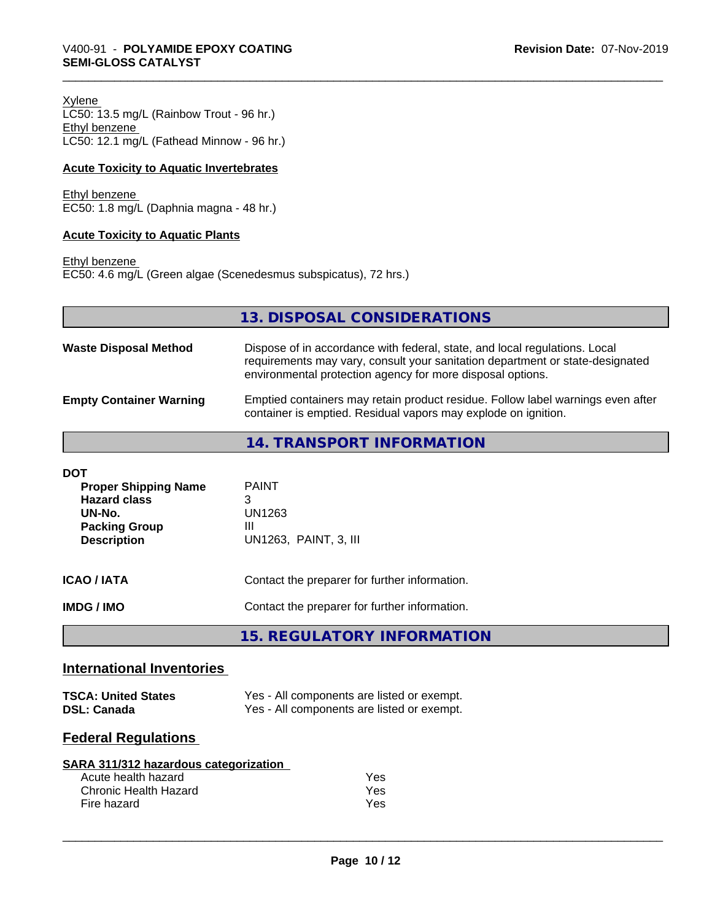Xylene
LC50: 13.5 mg/L (Rainbow Trout - 96 hr.)
Ethyl benzene
LC50: 12.1 mg/L (Fathead Minnow - 96 hr.)

**Acute Toxicity to Aquatic Invertebrates**

Ethyl benzene
EC50: 1.8 mg/L (Daphnia magna - 48 hr.)

**Acute Toxicity to Aquatic Plants**

Ethyl benzene
EC50: 4.6 mg/L (Green algae (Scenedesmus subspicatus), 72 hrs.)

## 13. DISPOSAL CONSIDERATIONS

| | |
|---|---|
| **Waste Disposal Method** | Dispose of in accordance with federal, state, and local regulations. Local requirements may vary, consult your sanitation department or state-designated environmental protection agency for more disposal options. |
| **Empty Container Warning** | Emptied containers may retain product residue. Follow label warnings even after container is emptied. Residual vapors may explode on ignition. |

## 14. TRANSPORT INFORMATION

**DOT**

| | |
|---|---|
| **Proper Shipping Name** | PAINT |
| **Hazard class** | 3 |
| **UN-No.** | UN1263 |
| **Packing Group** | III |
| **Description** | UN1263, PAINT, 3, III |

| | |
|---|---|
| **ICAO / IATA** | Contact the preparer for further information. |
| **IMDG / IMO** | Contact the preparer for further information. |

## 15. REGULATORY INFORMATION

### International Inventories

| | |
|---|---|
| **TSCA: United States** | Yes - All components are listed or exempt. |
| **DSL: Canada** | Yes - All components are listed or exempt. |

### Federal Regulations

**SARA 311/312 hazardous categorization**

| | |
|---|---|
| Acute health hazard | Yes |
| Chronic Health Hazard | Yes |
| Fire hazard | Yes |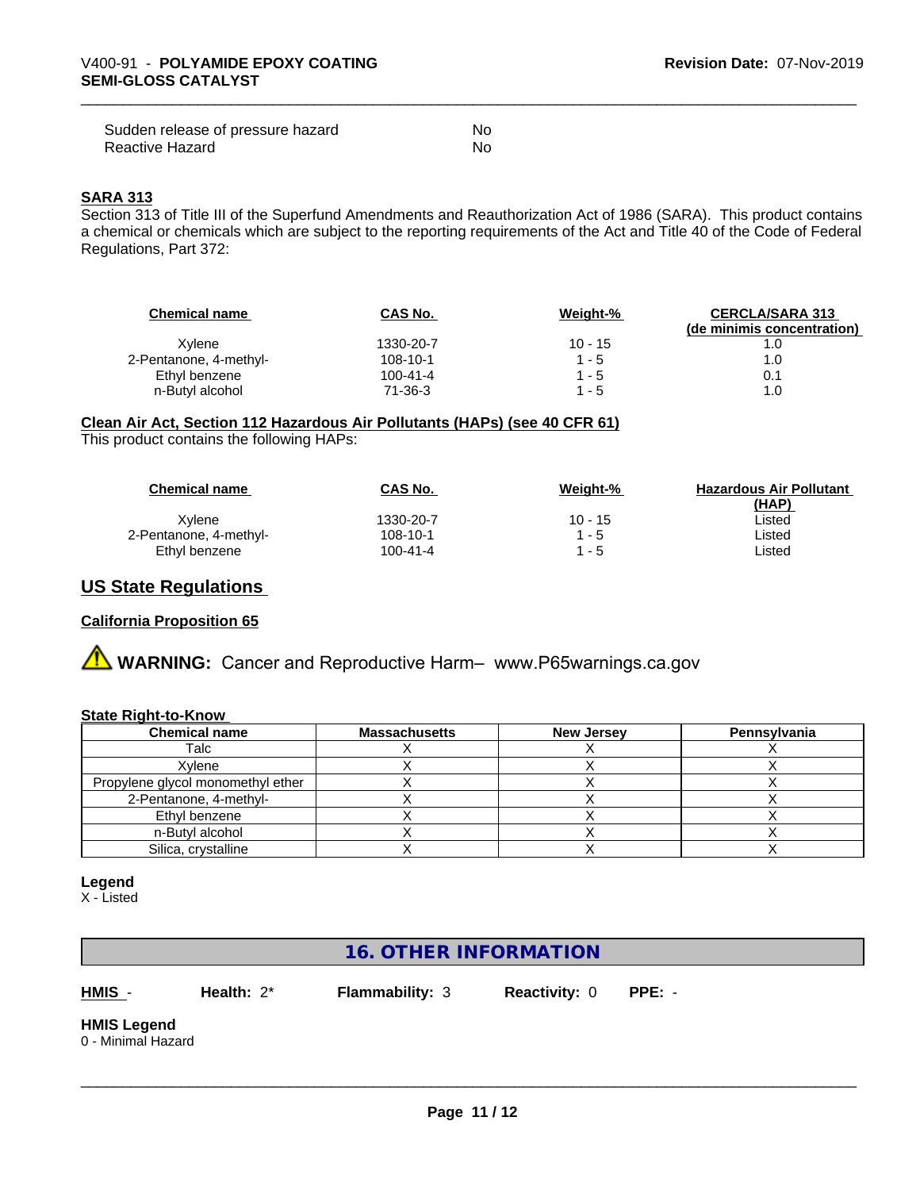| | |
|---|---|
| Sudden release of pressure hazard | No |
| Reactive Hazard | No |

**SARA 313**

Section 313 of Title III of the Superfund Amendments and Reauthorization Act of 1986 (SARA). This product contains a chemical or chemicals which are subject to the reporting requirements of the Act and Title 40 of the Code of Federal Regulations, Part 372:

| Chemical name | CAS No. | Weight-% | CERCLA/SARA 313 (de minimis concentration) |
|---|---|---|---|
| Xylene | 1330-20-7 | 10 - 15 | 1.0 |
| 2-Pentanone, 4-methyl- | 108-10-1 | 1 - 5 | 1.0 |
| Ethyl benzene | 100-41-4 | 1 - 5 | 0.1 |
| n-Butyl alcohol | 71-36-3 | 1 - 5 | 1.0 |

**Clean Air Act, Section 112 Hazardous Air Pollutants (HAPs) (see 40 CFR 61)**

This product contains the following HAPs:

| Chemical name | CAS No. | Weight-% | Hazardous Air Pollutant (HAP) |
|---|---|---|---|
| Xylene | 1330-20-7 | 10 - 15 | Listed |
| 2-Pentanone, 4-methyl- | 108-10-1 | 1 - 5 | Listed |
| Ethyl benzene | 100-41-4 | 1 - 5 | Listed |

## US State Regulations

**California Proposition 65**

**WARNING:** Cancer and Reproductive Harm– www.P65warnings.ca.gov

**State Right-to-Know**

| Chemical name | Massachusetts | New Jersey | Pennsylvania |
|---|---|---|---|
| Talc | X | X | X |
| Xylene | X | X | X |
| Propylene glycol monomethyl ether | X | X | X |
| 2-Pentanone, 4-methyl- | X | X | X |
| Ethyl benzene | X | X | X |
| n-Butyl alcohol | X | X | X |
| Silica, crystalline | X | X | X |

**Legend**

X - Listed

## 16. OTHER INFORMATION

**HMIS** - **Health:** 2* **Flammability:** 3 **Reactivity:** 0 **PPE:** -

**HMIS Legend**

0 - Minimal Hazard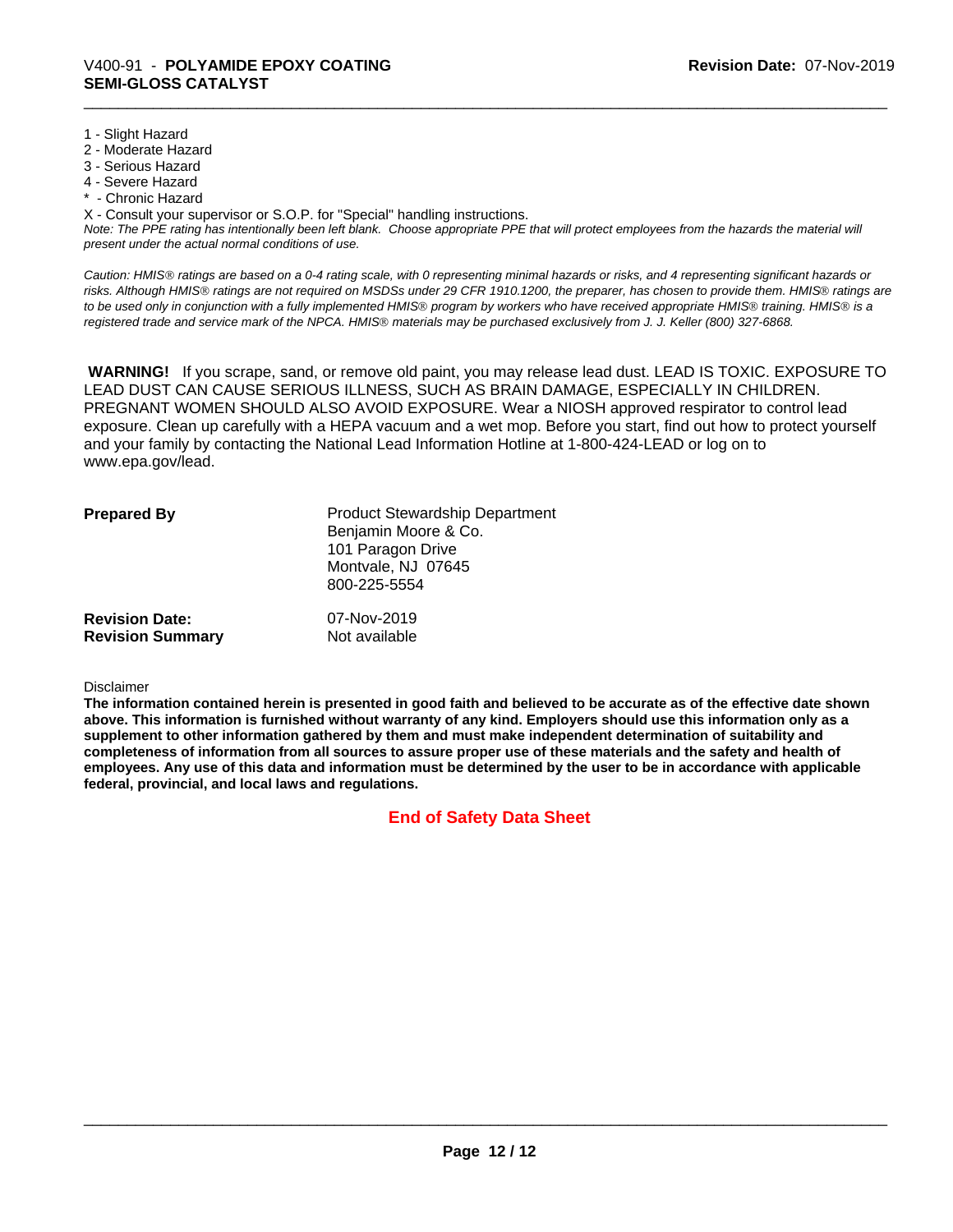1 - Slight Hazard
2 - Moderate Hazard
3 - Serious Hazard
4 - Severe Hazard
* - Chronic Hazard
X - Consult your supervisor or S.O.P. for "Special" handling instructions.

*Note: The PPE rating has intentionally been left blank. Choose appropriate PPE that will protect employees from the hazards the material will present under the actual normal conditions of use.*

*Caution: HMIS® ratings are based on a 0-4 rating scale, with 0 representing minimal hazards or risks, and 4 representing significant hazards or risks. Although HMIS® ratings are not required on MSDSs under 29 CFR 1910.1200, the preparer, has chosen to provide them. HMIS® ratings are to be used only in conjunction with a fully implemented HMIS® program by workers who have received appropriate HMIS® training. HMIS® is a registered trade and service mark of the NPCA. HMIS® materials may be purchased exclusively from J. J. Keller (800) 327-6868.*

**WARNING!** If you scrape, sand, or remove old paint, you may release lead dust. LEAD IS TOXIC. EXPOSURE TO LEAD DUST CAN CAUSE SERIOUS ILLNESS, SUCH AS BRAIN DAMAGE, ESPECIALLY IN CHILDREN. PREGNANT WOMEN SHOULD ALSO AVOID EXPOSURE. Wear a NIOSH approved respirator to control lead exposure. Clean up carefully with a HEPA vacuum and a wet mop. Before you start, find out how to protect yourself and your family by contacting the National Lead Information Hotline at 1-800-424-LEAD or log on to www.epa.gov/lead.

| | |
|---|---|
| **Prepared By** | Product Stewardship Department<br>Benjamin Moore & Co.<br>101 Paragon Drive<br>Montvale, NJ 07645<br>800-225-5554 |
| **Revision Date:** | 07-Nov-2019 |
| **Revision Summary** | Not available |

Disclaimer

**The information contained herein is presented in good faith and believed to be accurate as of the effective date shown above. This information is furnished without warranty of any kind. Employers should use this information only as a supplement to other information gathered by them and must make independent determination of suitability and completeness of information from all sources to assure proper use of these materials and the safety and health of employees. Any use of this data and information must be determined by the user to be in accordance with applicable federal, provincial, and local laws and regulations.**

**End of Safety Data Sheet**